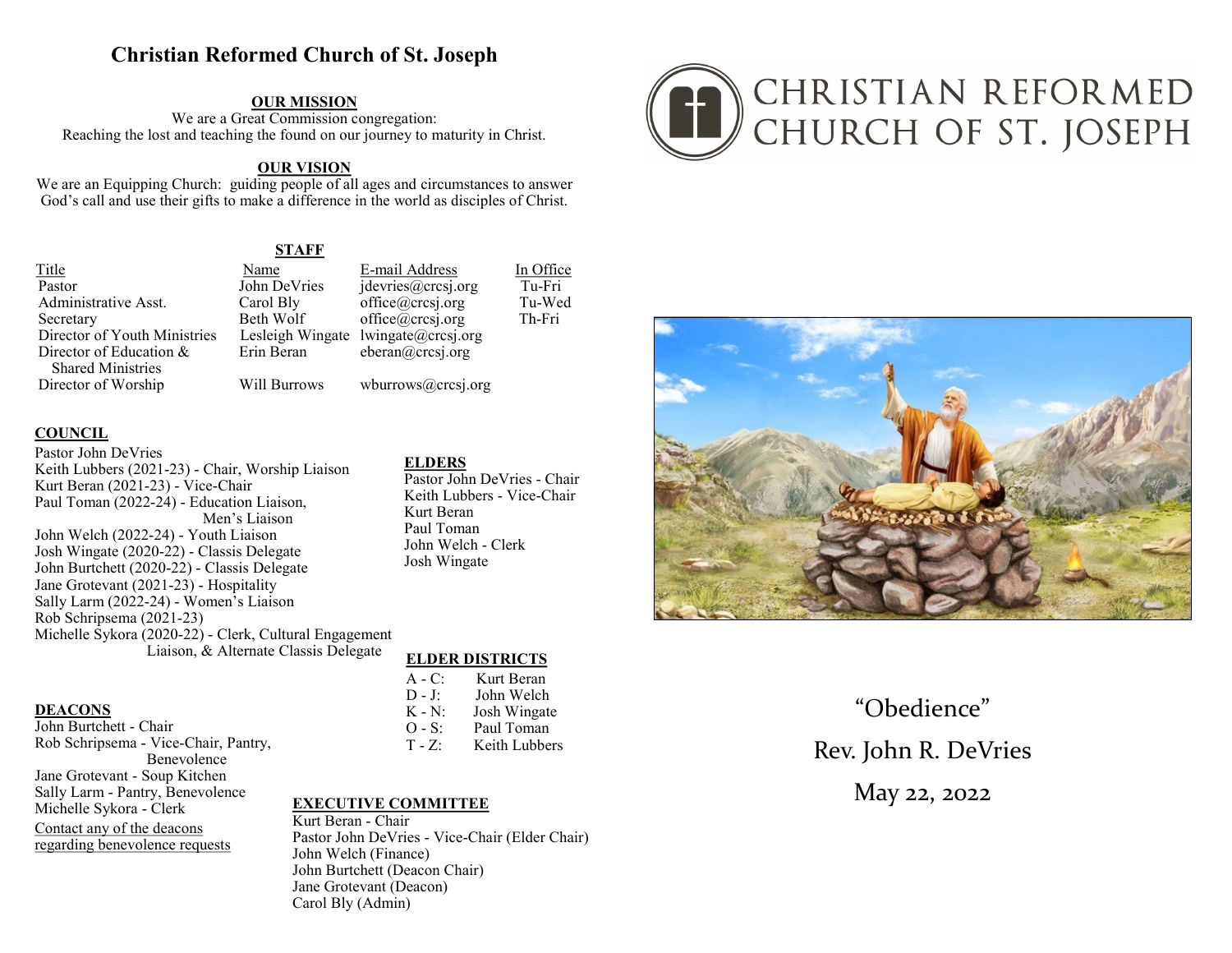# Christian Reformed Church of St. Joseph

## OUR MISSION

We are a Great Commission congregation:
Reaching the lost and teaching the found on our journey to maturity in Christ.

## OUR VISION

We are an Equipping Church: guiding people of all ages and circumstances to answer God's call and use their gifts to make a difference in the world as disciples of Christ.

## STAFF

| Title | Name | E-mail Address | In Office |
|---|---|---|---|
| Pastor | John DeVries | jdevries@crcsj.org | Tu-Fri |
| Administrative Asst. | Carol Bly | office@crcsj.org | Tu-Wed |
| Secretary | Beth Wolf | office@crcsj.org | Th-Fri |
| Director of Youth Ministries | Lesleigh Wingate | lwingate@crcsj.org | |
| Director of Education & Shared Ministries | Erin Beran | eberan@crcsj.org | |
| Director of Worship | Will Burrows | wburrows@crcsj.org | |

## COUNCIL

Pastor John DeVries
Keith Lubbers (2021-23) - Chair, Worship Liaison
Kurt Beran (2021-23) - Vice-Chair
Paul Toman (2022-24) - Education Liaison, Men's Liaison
John Welch (2022-24) - Youth Liaison
Josh Wingate (2020-22) - Classis Delegate
John Burtchett (2020-22) - Classis Delegate
Jane Grotevant (2021-23) - Hospitality
Sally Larm (2022-24) - Women's Liaison
Rob Schripsema (2021-23)
Michelle Sykora (2020-22) - Clerk, Cultural Engagement Liaison, & Alternate Classis Delegate

## ELDERS

Pastor John DeVries - Chair
Keith Lubbers - Vice-Chair
Kurt Beran
Paul Toman
John Welch - Clerk
Josh Wingate

## ELDER DISTRICTS

| | |
|---|---|
| A - C: | Kurt Beran |
| D - J: | John Welch |
| K - N: | Josh Wingate |
| O - S: | Paul Toman |
| T - Z: | Keith Lubbers |

## DEACONS

John Burtchett - Chair
Rob Schripsema - Vice-Chair, Pantry, Benevolence
Jane Grotevant - Soup Kitchen
Sally Larm - Pantry, Benevolence
Michelle Sykora - Clerk

Contact any of the deacons regarding benevolence requests

## EXECUTIVE COMMITTEE

Kurt Beran - Chair
Pastor John DeVries - Vice-Chair (Elder Chair)
John Welch (Finance)
John Burtchett (Deacon Chair)
Jane Grotevant (Deacon)
Carol Bly (Admin)

CHRISTIAN REFORMED CHURCH OF ST. JOSEPH

"Obedience"

Rev. John R. DeVries

May 22, 2022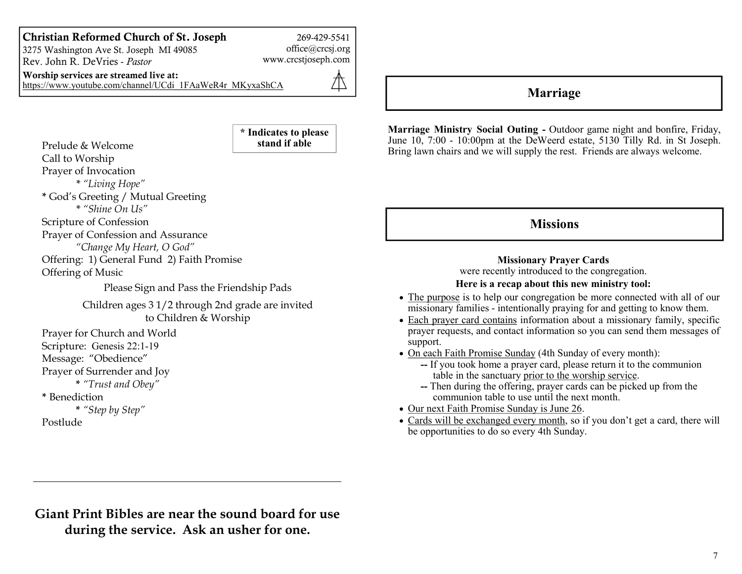**Christian Reformed Church of St. Joseph**
3275 Washington Ave St. Joseph MI 49085
Rev. John R. DeVries - *Pastor*

269-429-5541
office@crcsj.org
www.crcstjoseph.com

**Worship services are streamed live at:**
https://www.youtube.com/channel/UCdi_1FAaWeR4r_MKyxaShCA

**\* Indicates to please stand if able**

Prelude & Welcome
Call to Worship
Prayer of Invocation
* *"Living Hope"*
* God's Greeting / Mutual Greeting
* *"Shine On Us"*
Scripture of Confession
Prayer of Confession and Assurance
*"Change My Heart, O God"*
Offering: 1) General Fund 2) Faith Promise
Offering of Music

Please Sign and Pass the Friendship Pads

Children ages 3 1/2 through 2nd grade are invited to Children & Worship

Prayer for Church and World
Scripture: Genesis 22:1-19
Message: "Obedience"
Prayer of Surrender and Joy
* *"Trust and Obey"*
* Benediction
* *"Step by Step"*
Postlude

---

**Giant Print Bibles are near the sound board for use during the service. Ask an usher for one.**

## Marriage

**Marriage Ministry Social Outing -** Outdoor game night and bonfire, Friday, June 10, 7:00 - 10:00pm at the DeWeerd estate, 5130 Tilly Rd. in St Joseph. Bring lawn chairs and we will supply the rest. Friends are always welcome.

## Missions

**Missionary Prayer Cards**
were recently introduced to the congregation.
**Here is a recap about this new ministry tool:**

- The purpose is to help our congregation be more connected with all of our missionary families - intentionally praying for and getting to know them.
- Each prayer card contains information about a missionary family, specific prayer requests, and contact information so you can send them messages of support.
- On each Faith Promise Sunday (4th Sunday of every month):
  - **--** If you took home a prayer card, please return it to the communion table in the sanctuary prior to the worship service.
  - **--** Then during the offering, prayer cards can be picked up from the communion table to use until the next month.
- Our next Faith Promise Sunday is June 26.
- Cards will be exchanged every month, so if you don't get a card, there will be opportunities to do so every 4th Sunday.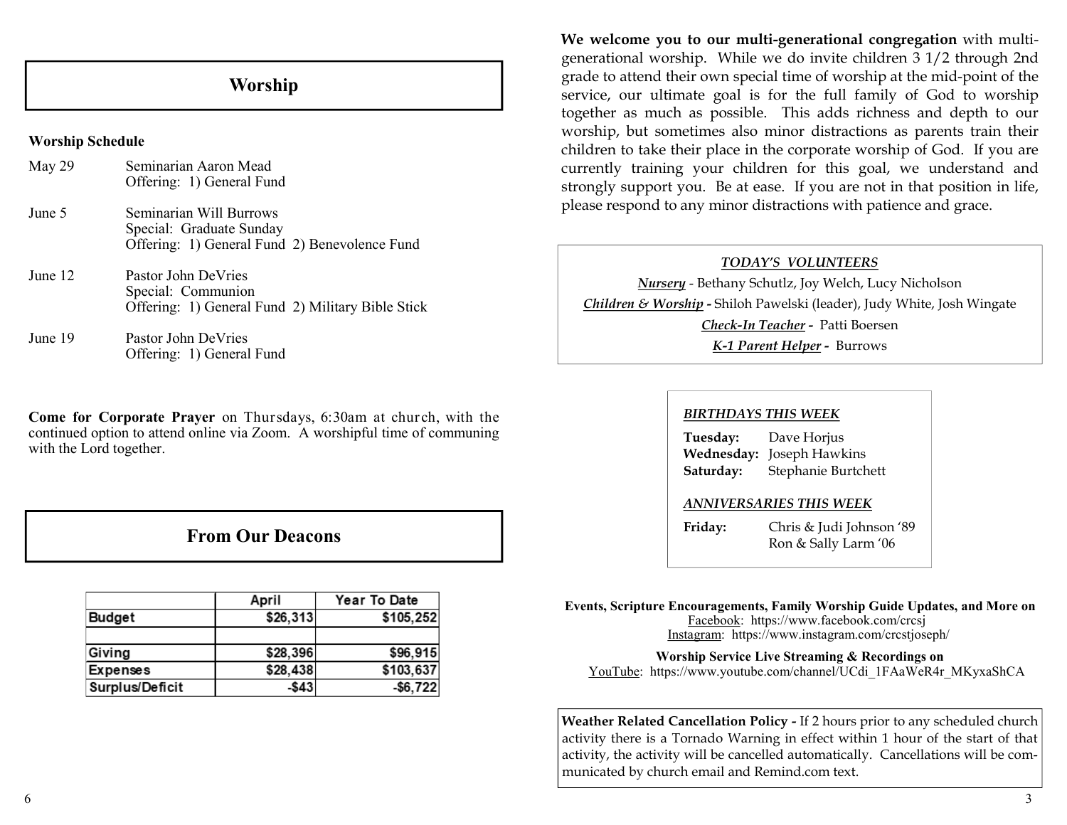## Worship

**Worship Schedule**

May 29 — Seminarian Aaron Mead
Offering: 1) General Fund

June 5 — Seminarian Will Burrows
Special: Graduate Sunday
Offering: 1) General Fund 2) Benevolence Fund

June 12 — Pastor John DeVries
Special: Communion
Offering: 1) General Fund 2) Military Bible Stick

June 19 — Pastor John DeVries
Offering: 1) General Fund

**Come for Corporate Prayer** on Thursdays, 6:30am at church, with the continued option to attend online via Zoom. A worshipful time of communing with the Lord together.

## From Our Deacons

| | April | Year To Date |
|---|---|---|
| Budget | $26,313 | $105,252 |
| | | |
| Giving | $28,396 | $96,915 |
| Expenses | $28,438 | $103,637 |
| Surplus/Deficit | -$43 | -$6,722 |

**We welcome you to our multi-generational congregation** with multi-generational worship. While we do invite children 3 1/2 through 2nd grade to attend their own special time of worship at the mid-point of the service, our ultimate goal is for the full family of God to worship together as much as possible. This adds richness and depth to our worship, but sometimes also minor distractions as parents train their children to take their place in the corporate worship of God. If you are currently training your children for this goal, we understand and strongly support you. Be at ease. If you are not in that position in life, please respond to any minor distractions with patience and grace.

***TODAY'S VOLUNTEERS***

***Nursery*** - Bethany Schutlz, Joy Welch, Lucy Nicholson

***Children & Worship*** **-** Shiloh Pawelski (leader), Judy White, Josh Wingate

***Check-In Teacher*** **-** Patti Boersen

***K-1 Parent Helper*** **-** Burrows

***BIRTHDAYS THIS WEEK***

**Tuesday:** Dave Horjus
**Wednesday:** Joseph Hawkins
**Saturday:** Stephanie Burtchett

***ANNIVERSARIES THIS WEEK***

**Friday:** Chris & Judi Johnson '89
Ron & Sally Larm '06

**Events, Scripture Encouragements, Family Worship Guide Updates, and More on**
Facebook: https://www.facebook.com/crcsj
Instagram: https://www.instagram.com/crcstjoseph/

**Worship Service Live Streaming & Recordings on**
YouTube: https://www.youtube.com/channel/UCdi_1FAaWeR4r_MKyxaShCA

**Weather Related Cancellation Policy -** If 2 hours prior to any scheduled church activity there is a Tornado Warning in effect within 1 hour of the start of that activity, the activity will be cancelled automatically. Cancellations will be communicated by church email and Remind.com text.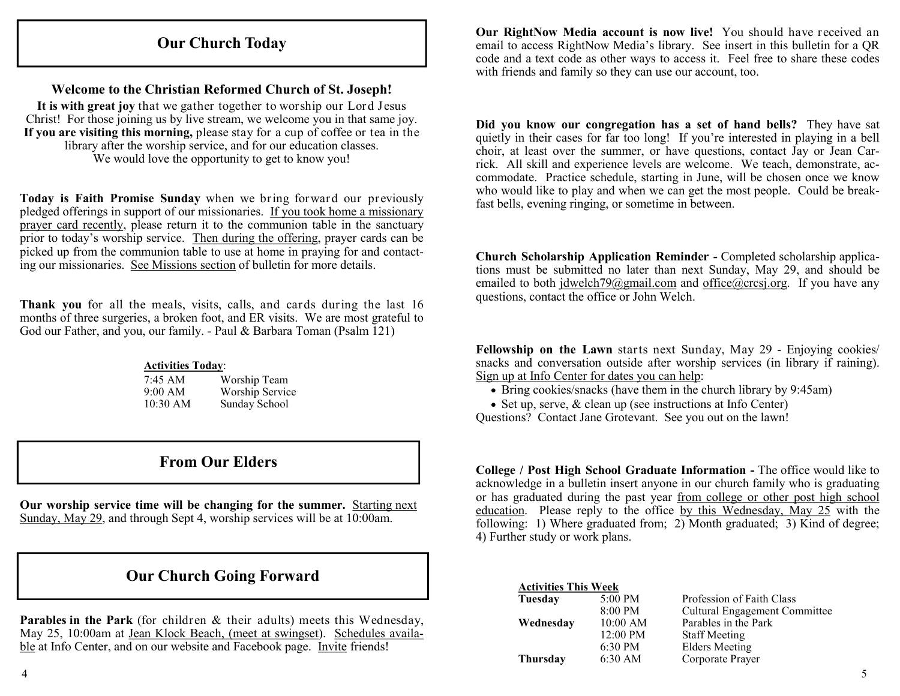## Our Church Today

**Welcome to the Christian Reformed Church of St. Joseph!**

**It is with great joy** that we gather together to worship our Lord Jesus Christ! For those joining us by live stream, we welcome you in that same joy. **If you are visiting this morning,** please stay for a cup of coffee or tea in the library after the worship service, and for our education classes. We would love the opportunity to get to know you!

**Today is Faith Promise Sunday** when we bring forward our previously pledged offerings in support of our missionaries. If you took home a missionary prayer card recently, please return it to the communion table in the sanctuary prior to today's worship service. Then during the offering, prayer cards can be picked up from the communion table to use at home in praying for and contacting our missionaries. See Missions section of bulletin for more details.

**Thank you** for all the meals, visits, calls, and cards during the last 16 months of three surgeries, a broken foot, and ER visits. We are most grateful to God our Father, and you, our family. - Paul & Barbara Toman (Psalm 121)

**Activities Today**:

| | |
|---|---|
| 7:45 AM | Worship Team |
| 9:00 AM | Worship Service |
| 10:30 AM | Sunday School |

## From Our Elders

**Our worship service time will be changing for the summer.** Starting next Sunday, May 29, and through Sept 4, worship services will be at 10:00am.

## Our Church Going Forward

**Parables in the Park** (for children & their adults) meets this Wednesday, May 25, 10:00am at Jean Klock Beach, (meet at swingset). Schedules available at Info Center, and on our website and Facebook page. Invite friends!

**Our RightNow Media account is now live!** You should have received an email to access RightNow Media's library. See insert in this bulletin for a QR code and a text code as other ways to access it. Feel free to share these codes with friends and family so they can use our account, too.

**Did you know our congregation has a set of hand bells?** They have sat quietly in their cases for far too long! If you're interested in playing in a bell choir, at least over the summer, or have questions, contact Jay or Jean Carrick. All skill and experience levels are welcome. We teach, demonstrate, accommodate. Practice schedule, starting in June, will be chosen once we know who would like to play and when we can get the most people. Could be breakfast bells, evening ringing, or sometime in between.

**Church Scholarship Application Reminder -** Completed scholarship applications must be submitted no later than next Sunday, May 29, and should be emailed to both jdwelch79@gmail.com and office@crcsj.org. If you have any questions, contact the office or John Welch.

**Fellowship on the Lawn** starts next Sunday, May 29 - Enjoying cookies/snacks and conversation outside after worship services (in library if raining). Sign up at Info Center for dates you can help:

- Bring cookies/snacks (have them in the church library by 9:45am)
- Set up, serve, & clean up (see instructions at Info Center)

Questions? Contact Jane Grotevant. See you out on the lawn!

**College / Post High School Graduate Information -** The office would like to acknowledge in a bulletin insert anyone in our church family who is graduating or has graduated during the past year from college or other post high school education. Please reply to the office by this Wednesday, May 25 with the following: 1) Where graduated from; 2) Month graduated; 3) Kind of degree; 4) Further study or work plans.

**Activities This Week**

| | | |
|---|---|---|
| **Tuesday** | 5:00 PM | Profession of Faith Class |
| | 8:00 PM | Cultural Engagement Committee |
| **Wednesday** | 10:00 AM | Parables in the Park |
| | 12:00 PM | Staff Meeting |
| | 6:30 PM | Elders Meeting |
| **Thursday** | 6:30 AM | Corporate Prayer |